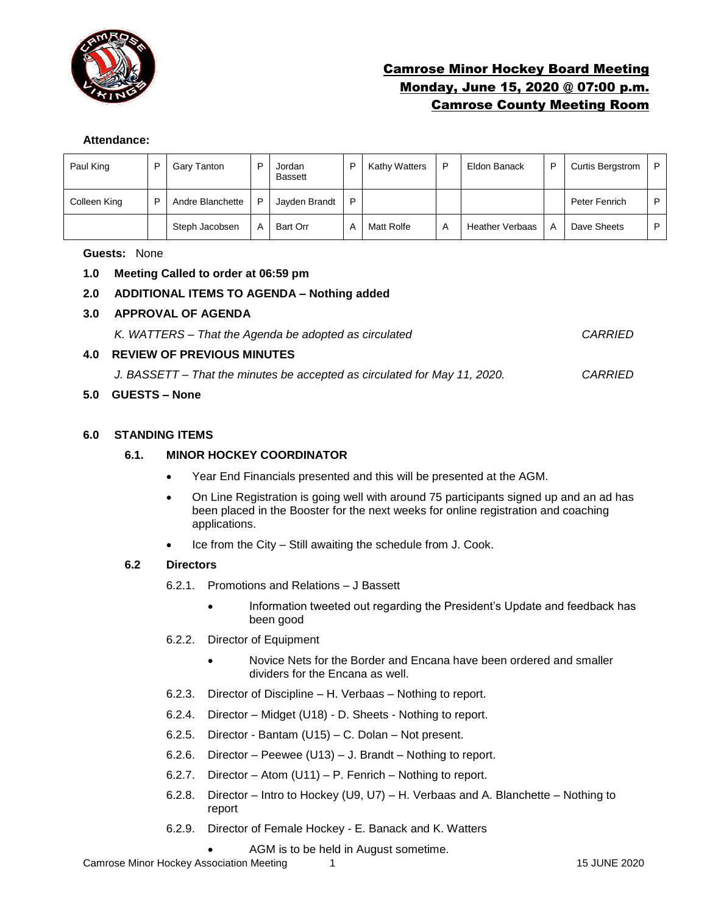# Camrose Minor Hockey Board Meeting
## Monday, June 15, 2020 @ 07:00 p.m.
## Camrose County Meeting Room

**Attendance:**

| | | | | | | | | | | | |
|---|---|---|---|---|---|---|---|---|---|---|---|
| Paul King | P | Gary Tanton | P | Jordan Bassett | P | Kathy Watters | P | Eldon Banack | P | Curtis Bergstrom | P |
| Colleen King | P | Andre Blanchette | P | Jayden Brandt | P | | | | | Peter Fenrich | P |
| | | Steph Jacobsen | A | Bart Orr | A | Matt Rolfe | A | Heather Verbaas | A | Dave Sheets | P |

**Guests:** None

**1.0 Meeting Called to order at 06:59 pm**

**2.0 ADDITIONAL ITEMS TO AGENDA – Nothing added**

**3.0 APPROVAL OF AGENDA**

*K. WATTERS – That the Agenda be adopted as circulated* *CARRIED*

**4.0 REVIEW OF PREVIOUS MINUTES**

*J. BASSETT – That the minutes be accepted as circulated for May 11, 2020.* *CARRIED*

**5.0 GUESTS – None**

**6.0 STANDING ITEMS**

**6.1. MINOR HOCKEY COORDINATOR**

- Year End Financials presented and this will be presented at the AGM.
- On Line Registration is going well with around 75 participants signed up and an ad has been placed in the Booster for the next weeks for online registration and coaching applications.
- Ice from the City – Still awaiting the schedule from J. Cook.

**6.2 Directors**

6.2.1. Promotions and Relations – J Bassett

- Information tweeted out regarding the President's Update and feedback has been good

6.2.2. Director of Equipment

- Novice Nets for the Border and Encana have been ordered and smaller dividers for the Encana as well.

6.2.3. Director of Discipline – H. Verbaas – Nothing to report.

6.2.4. Director – Midget (U18) - D. Sheets - Nothing to report.

6.2.5. Director - Bantam (U15) – C. Dolan – Not present.

6.2.6. Director – Peewee (U13) – J. Brandt – Nothing to report.

6.2.7. Director – Atom (U11) – P. Fenrich – Nothing to report.

6.2.8. Director – Intro to Hockey (U9, U7) – H. Verbaas and A. Blanchette – Nothing to report

6.2.9. Director of Female Hockey - E. Banack and K. Watters

- AGM is to be held in August sometime.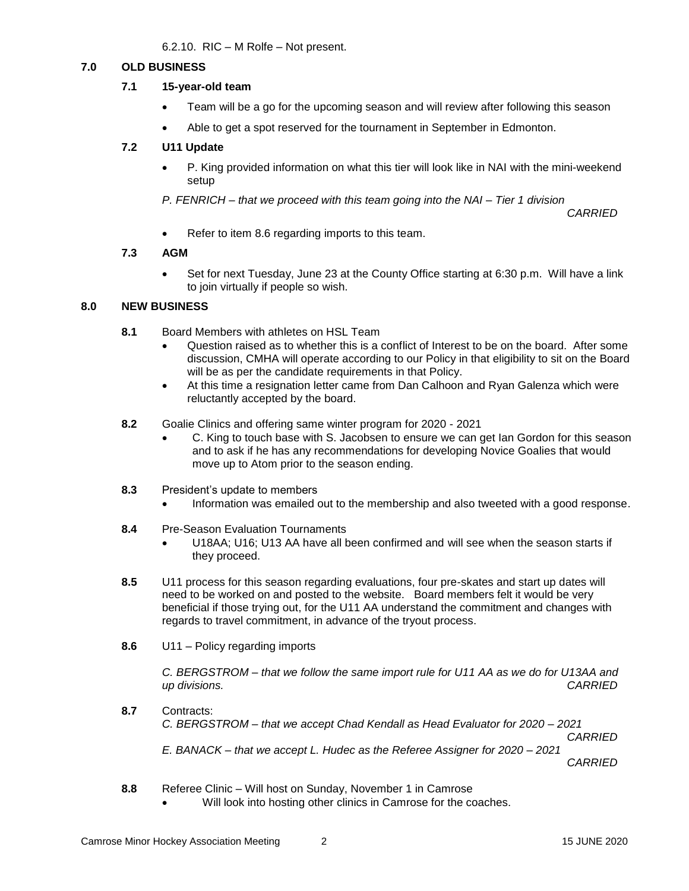6.2.10. RIC – M Rolfe – Not present.

## 7.0 OLD BUSINESS

### 7.1 15-year-old team

- Team will be a go for the upcoming season and will review after following this season
- Able to get a spot reserved for the tournament in September in Edmonton.

### 7.2 U11 Update

- P. King provided information on what this tier will look like in NAI with the mini-weekend setup

*P. FENRICH – that we proceed with this team going into the NAI – Tier 1 division*
*CARRIED*

- Refer to item 8.6 regarding imports to this team.

### 7.3 AGM

- Set for next Tuesday, June 23 at the County Office starting at 6:30 p.m. Will have a link to join virtually if people so wish.

## 8.0 NEW BUSINESS

**8.1** Board Members with athletes on HSL Team

- Question raised as to whether this is a conflict of Interest to be on the board. After some discussion, CMHA will operate according to our Policy in that eligibility to sit on the Board will be as per the candidate requirements in that Policy.
- At this time a resignation letter came from Dan Calhoon and Ryan Galenza which were reluctantly accepted by the board.

**8.2** Goalie Clinics and offering same winter program for 2020 - 2021

- C. King to touch base with S. Jacobsen to ensure we can get Ian Gordon for this season and to ask if he has any recommendations for developing Novice Goalies that would move up to Atom prior to the season ending.

**8.3** President's update to members

- Information was emailed out to the membership and also tweeted with a good response.

**8.4** Pre-Season Evaluation Tournaments

- U18AA; U16; U13 AA have all been confirmed and will see when the season starts if they proceed.

**8.5** U11 process for this season regarding evaluations, four pre-skates and start up dates will need to be worked on and posted to the website. Board members felt it would be very beneficial if those trying out, for the U11 AA understand the commitment and changes with regards to travel commitment, in advance of the tryout process.

**8.6** U11 – Policy regarding imports

*C. BERGSTROM – that we follow the same import rule for U11 AA as we do for U13AA and up divisions.*
*CARRIED*

**8.7** Contracts:

*C. BERGSTROM – that we accept Chad Kendall as Head Evaluator for 2020 – 2021*
*CARRIED*

*E. BANACK – that we accept L. Hudec as the Referee Assigner for 2020 – 2021*
*CARRIED*

**8.8** Referee Clinic – Will host on Sunday, November 1 in Camrose

- Will look into hosting other clinics in Camrose for the coaches.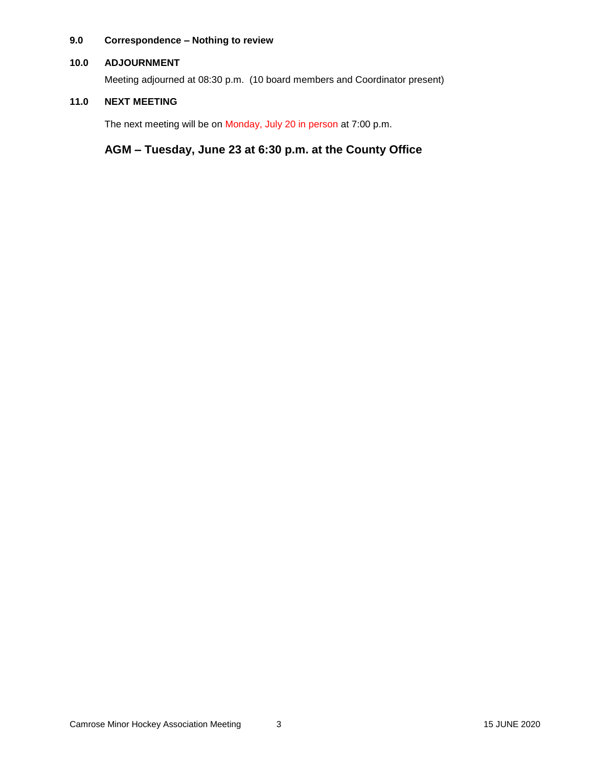### 9.0 Correspondence – Nothing to review

### 10.0 ADJOURNMENT

Meeting adjourned at 08:30 p.m. (10 board members and Coordinator present)

### 11.0 NEXT MEETING

The next meeting will be on Monday, July 20 in person at 7:00 p.m.

## AGM – Tuesday, June 23 at 6:30 p.m. at the County Office